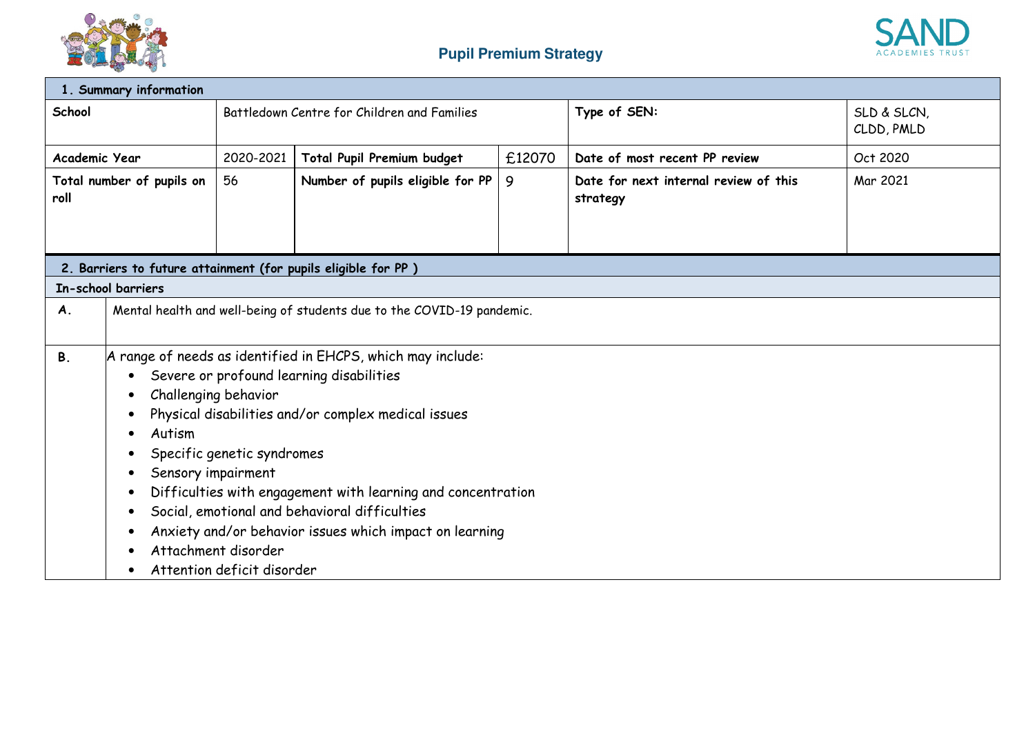# Pupil Premium Strategy

| 1. Summary information | | | | | |
|---|---|---|---|---|---|
| **School** | Battledown Centre for Children and Families | | | **Type of SEN:** | SLD & SLCN, CLDD, PMLD |
| **Academic Year** | 2020-2021 | **Total Pupil Premium budget** | £12070 | **Date of most recent PP review** | Oct 2020 |
| **Total number of pupils on roll** | 56 | **Number of pupils eligible for PP** | 9 | **Date for next internal review of this strategy** | Mar 2021 |

| 2. Barriers to future attainment (for pupils eligible for PP) | |
|---|---|
| **In-school barriers** | |
| **A.** | Mental health and well-being of students due to the COVID-19 pandemic. |
| **B.** | A range of needs as identified in EHCPS, which may include:<br>• Severe or profound learning disabilities<br>• Challenging behavior<br>• Physical disabilities and/or complex medical issues<br>• Autism<br>• Specific genetic syndromes<br>• Sensory impairment<br>• Difficulties with engagement with learning and concentration<br>• Social, emotional and behavioral difficulties<br>• Anxiety and/or behavior issues which impact on learning<br>• Attachment disorder<br>• Attention deficit disorder |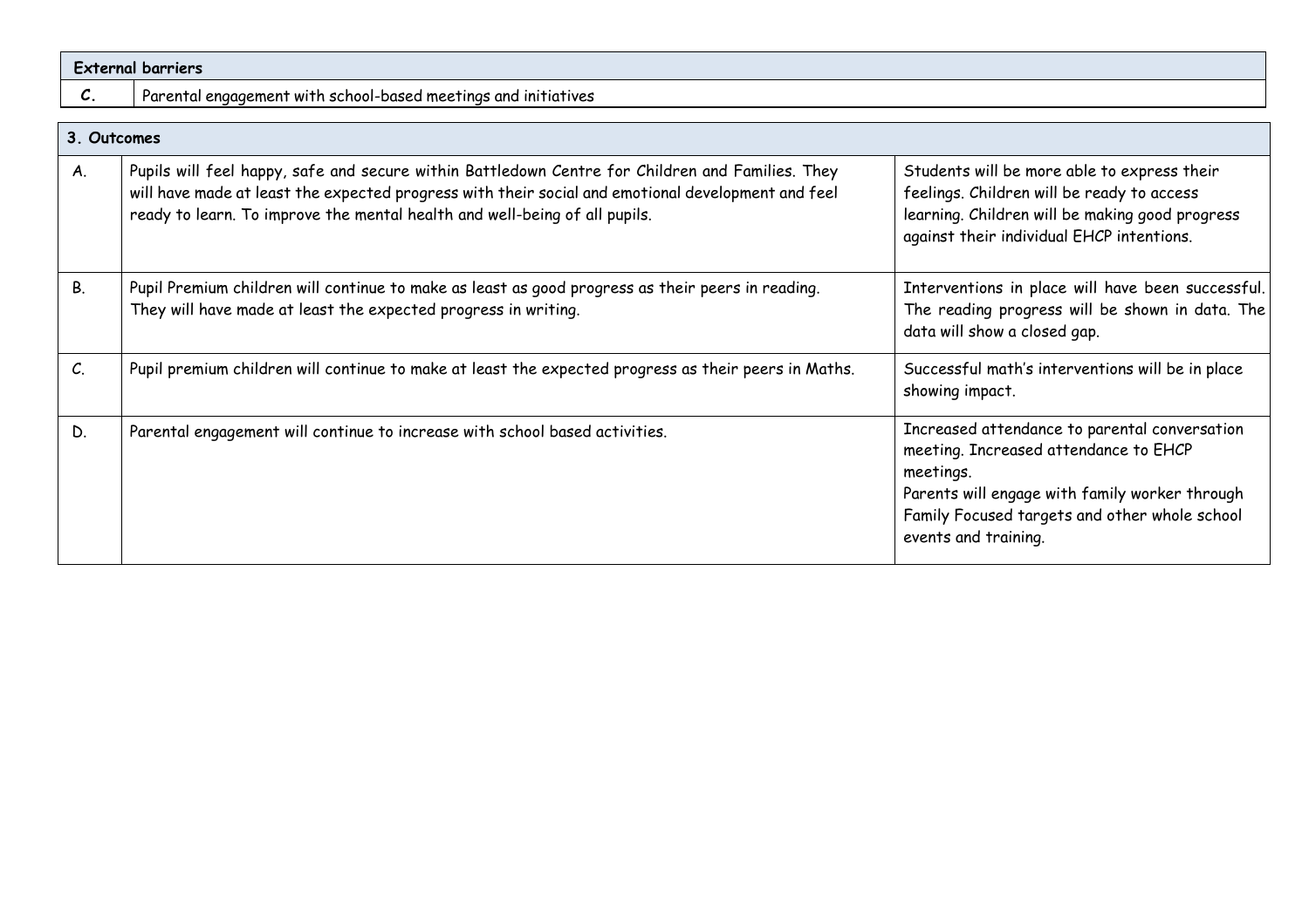| External barriers | |
|---|---|
| **C.** | Parental engagement with school-based meetings and initiatives |

| 3. Outcomes | | |
|---|---|---|
| A. | Pupils will feel happy, safe and secure within Battledown Centre for Children and Families. They will have made at least the expected progress with their social and emotional development and feel ready to learn. To improve the mental health and well-being of all pupils. | Students will be more able to express their feelings. Children will be ready to access learning. Children will be making good progress against their individual EHCP intentions. |
| B. | Pupil Premium children will continue to make as least as good progress as their peers in reading. They will have made at least the expected progress in writing. | Interventions in place will have been successful. The reading progress will be shown in data. The data will show a closed gap. |
| C. | Pupil premium children will continue to make at least the expected progress as their peers in Maths. | Successful math's interventions will be in place showing impact. |
| D. | Parental engagement will continue to increase with school based activities. | Increased attendance to parental conversation meeting. Increased attendance to EHCP meetings.<br>Parents will engage with family worker through Family Focused targets and other whole school events and training. |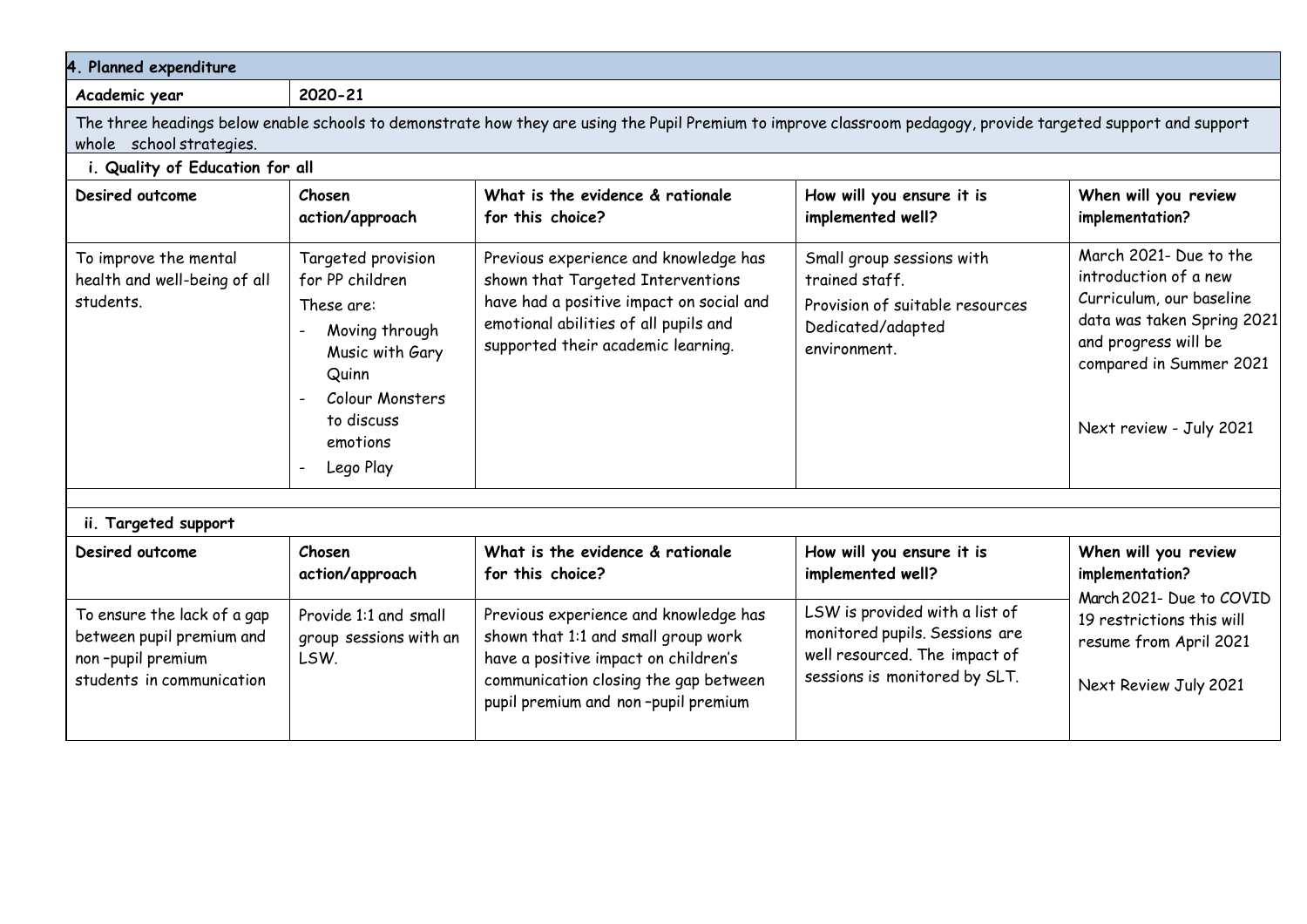## 4. Planned expenditure

| Academic year | 2020-21 |
|---|---|

The three headings below enable schools to demonstrate how they are using the Pupil Premium to improve classroom pedagogy, provide targeted support and support whole school strategies.

### i. Quality of Education for all

| Desired outcome | Chosen action/approach | What is the evidence & rationale for this choice? | How will you ensure it is implemented well? | When will you review implementation? |
|---|---|---|---|---|
| To improve the mental health and well-being of all students. | Targeted provision for PP children<br>These are:<br>- Moving through Music with Gary Quinn<br>- Colour Monsters to discuss emotions<br>- Lego Play | Previous experience and knowledge has shown that Targeted Interventions have had a positive impact on social and emotional abilities of all pupils and supported their academic learning. | Small group sessions with trained staff.<br>Provision of suitable resources<br>Dedicated/adapted environment. | March 2021- Due to the introduction of a new Curriculum, our baseline data was taken Spring 2021 and progress will be compared in Summer 2021<br><br>Next review - July 2021 |

### ii. Targeted support

| Desired outcome | Chosen action/approach | What is the evidence & rationale for this choice? | How will you ensure it is implemented well? | When will you review implementation? |
|---|---|---|---|---|
| To ensure the lack of a gap between pupil premium and non –pupil premium students in communication | Provide 1:1 and small group sessions with an LSW. | Previous experience and knowledge has shown that 1:1 and small group work have a positive impact on children's communication closing the gap between pupil premium and non –pupil premium | LSW is provided with a list of monitored pupils. Sessions are well resourced. The impact of sessions is monitored by SLT. | March 2021- Due to COVID 19 restrictions this will resume from April 2021<br><br>Next Review July 2021 |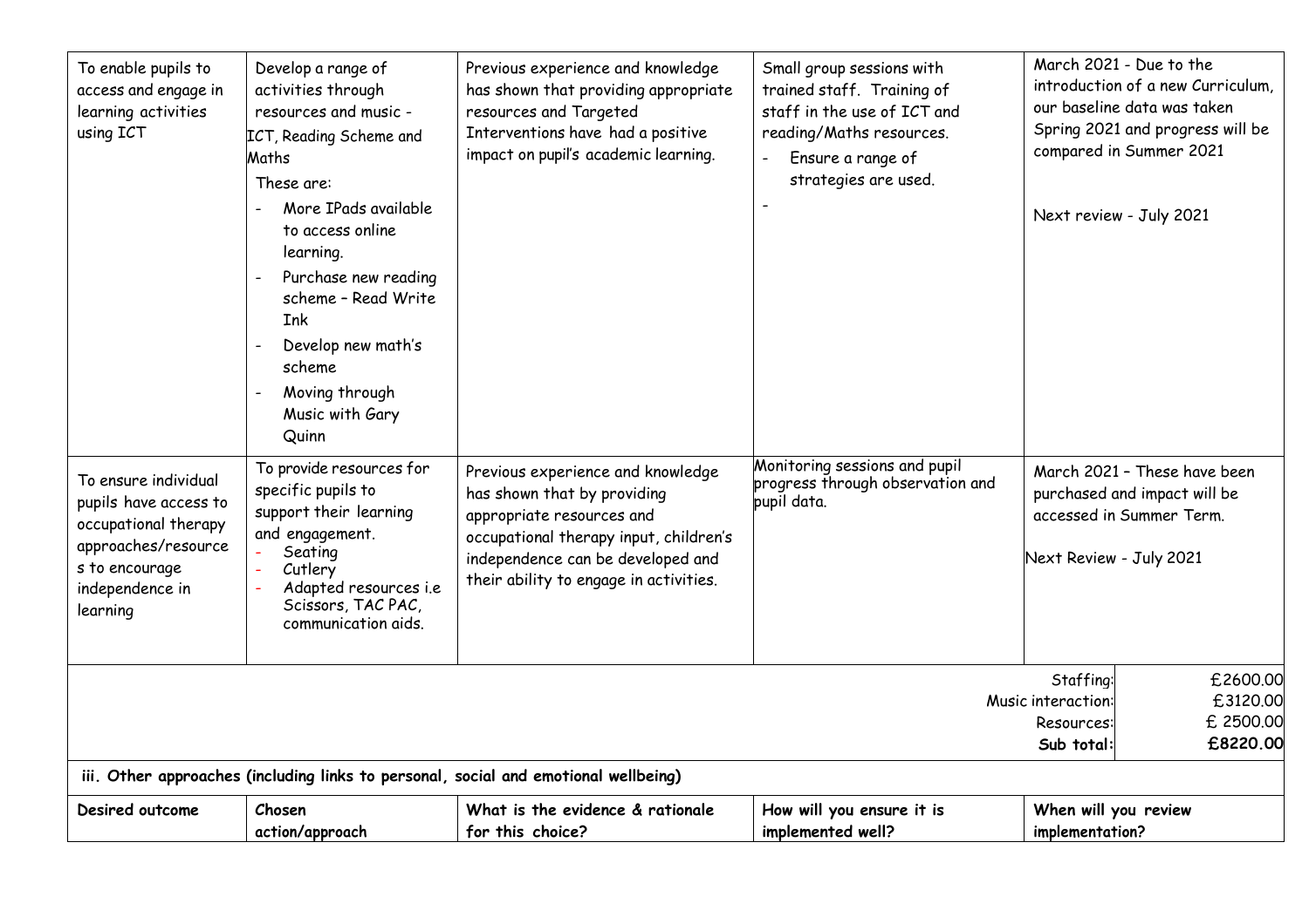| | | | | |
|---|---|---|---|---|
| To enable pupils to access and engage in learning activities using ICT | Develop a range of activities through resources and music - ICT, Reading Scheme and Maths<br>These are:<br>- More IPads available to access online learning.<br>- Purchase new reading scheme – Read Write Ink<br>- Develop new math's scheme<br>- Moving through Music with Gary Quinn | Previous experience and knowledge has shown that providing appropriate resources and Targeted Interventions have had a positive impact on pupil's academic learning. | Small group sessions with trained staff. Training of staff in the use of ICT and reading/Maths resources.<br>- Ensure a range of strategies are used.<br>- | March 2021 - Due to the introduction of a new Curriculum, our baseline data was taken Spring 2021 and progress will be compared in Summer 2021<br><br>Next review - July 2021 |
| To ensure individual pupils have access to occupational therapy approaches/resources to encourage independence in learning | To provide resources for specific pupils to support their learning and engagement.<br>- Seating<br>- Cutlery<br>- Adapted resources i.e Scissors, TAC PAC, communication aids. | Previous experience and knowledge has shown that by providing appropriate resources and occupational therapy input, children's independence can be developed and their ability to engage in activities. | Monitoring sessions and pupil progress through observation and pupil data. | March 2021 – These have been purchased and impact will be accessed in Summer Term.<br><br>Next Review - July 2021 |

| | |
|---|---|
| Staffing: | £2600.00 |
| Music interaction: | £3120.00 |
| Resources: | £ 2500.00 |
| **Sub total:** | **£8220.00** |

**iii. Other approaches (including links to personal, social and emotional wellbeing)**

| Desired outcome | Chosen action/approach | What is the evidence & rationale for this choice? | How will you ensure it is implemented well? | When will you review implementation? |
|---|---|---|---|---|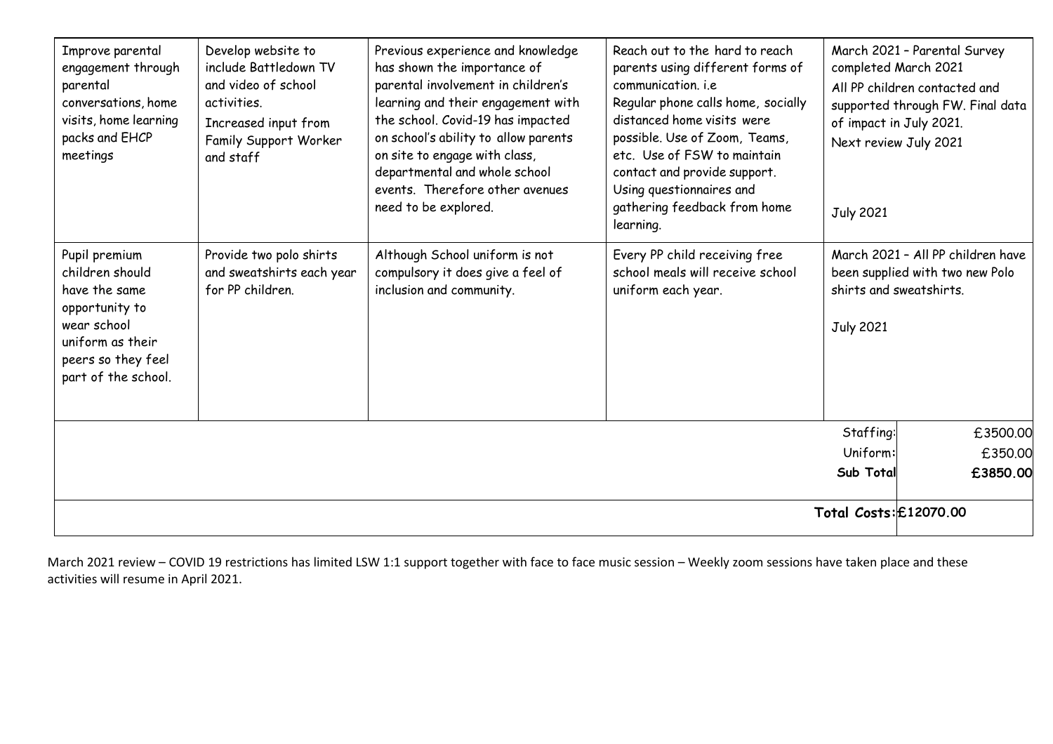| | | | | |
|---|---|---|---|---|
| Improve parental engagement through parental conversations, home visits, home learning packs and EHCP meetings | Develop website to include Battledown TV and video of school activities.<br>Increased input from Family Support Worker and staff | Previous experience and knowledge has shown the importance of parental involvement in children's learning and their engagement with the school. Covid-19 has impacted on school's ability to allow parents on site to engage with class, departmental and whole school events. Therefore other avenues need to be explored. | Reach out to the hard to reach parents using different forms of communication. i.e<br>Regular phone calls home, socially distanced home visits were possible. Use of Zoom, Teams, etc. Use of FSW to maintain contact and provide support. Using questionnaires and gathering feedback from home learning. | March 2021 – Parental Survey completed March 2021<br>All PP children contacted and supported through FW. Final data of impact in July 2021.<br>Next review July 2021<br><br>July 2021 |
| Pupil premium children should have the same opportunity to wear school uniform as their peers so they feel part of the school. | Provide two polo shirts and sweatshirts each year for PP children. | Although School uniform is not compulsory it does give a feel of inclusion and community. | Every PP child receiving free school meals will receive school uniform each year. | March 2021 – All PP children have been supplied with two new Polo shirts and sweatshirts.<br><br>July 2021 |
| | | | | Staffing: £3500.00<br>Uniform: £350.00<br>**Sub Total** **£3850.00** |
| | | | | **Total Costs: £12070.00** |

March 2021 review – COVID 19 restrictions has limited LSW 1:1 support together with face to face music session – Weekly zoom sessions have taken place and these activities will resume in April 2021.